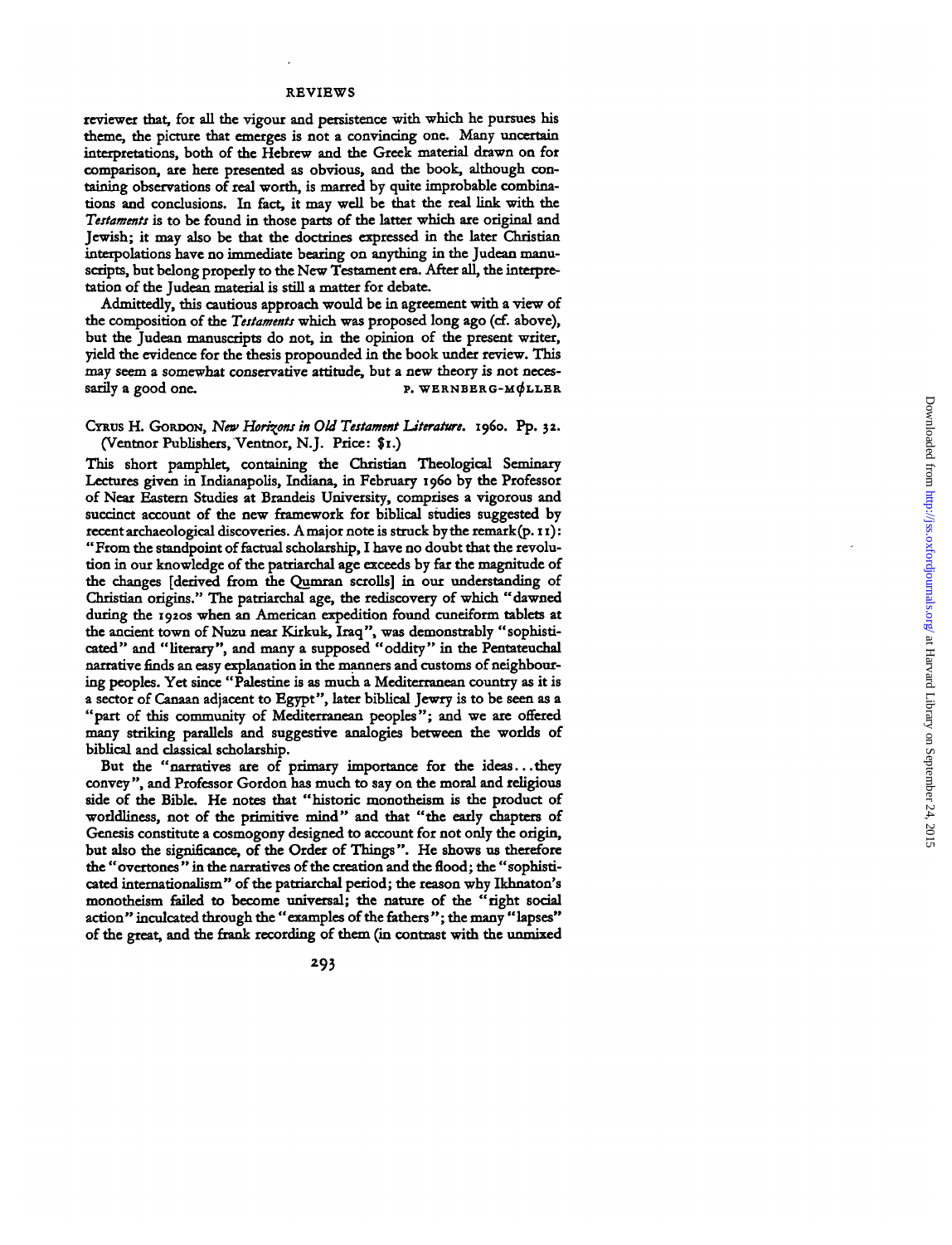reviewer that, for all the vigour and persistence with which he pursues his theme, the picture that emerges is not a convincing one. Many uncertain interpretations, both of the Hebrew and the Greek material drawn on for comparison, are here presented as obvious, and the book, although containing observations of real worth, is marred by quite improbable combinations and conclusions. In fact, it may well be that the real link with the *Testaments* is to be found in those parts of the latter which are original and Jewish; it may also be that the doctrines expressed in the later Christian interpolations have no immediate bearing on anything in the Judean manuscripts, but belong properly to the New Testament era. After all, the interpretation of the Judean material is still a matter for debate.

Admittedly, this cautious approach would be in agreement with a view of the composition of the *Testaments* which was proposed long ago (cf. above), but the Judean manuscripts do not, in the opinion of the present writer, yield the evidence for the thesis propounded in the book under review. This may seem a somewhat conservative attitude, but a new theory is not necessarily a good one.

P. WERNBERG-MØLLER

CYRUS H. GORDON, *New Horizons in Old Testament Literature*. 1960. Pp. 32. (Ventnor Publishers, Ventnor, N.J. Price: $1.)

This short pamphlet, containing the Christian Theological Seminary Lectures given in Indianapolis, Indiana, in February 1960 by the Professor of Near Eastern Studies at Brandeis University, comprises a vigorous and succinct account of the new framework for biblical studies suggested by recent archaeological discoveries. A major note is struck by the remark (p. 11): "From the standpoint of factual scholarship, I have no doubt that the revolution in our knowledge of the patriarchal age exceeds by far the magnitude of the changes [derived from the Qumran scrolls] in our understanding of Christian origins." The patriarchal age, the rediscovery of which "dawned during the 1920s when an American expedition found cuneiform tablets at the ancient town of Nuzu near Kirkuk, Iraq", was demonstrably "sophisticated" and "literary", and many a supposed "oddity" in the Pentateuchal narrative finds an easy explanation in the manners and customs of neighbouring peoples. Yet since "Palestine is as much a Mediterranean country as it is a sector of Canaan adjacent to Egypt", later biblical Jewry is to be seen as a "part of this community of Mediterranean peoples"; and we are offered many striking parallels and suggestive analogies between the worlds of biblical and classical scholarship.

But the "narratives are of primary importance for the ideas...they convey", and Professor Gordon has much to say on the moral and religious side of the Bible. He notes that "historic monotheism is the product of worldliness, not of the primitive mind" and that "the early chapters of Genesis constitute a cosmogony designed to account for not only the origin, but also the significance, of the Order of Things". He shows us therefore the "overtones" in the narratives of the creation and the flood; the "sophisticated internationalism" of the patriarchal period; the reason why Ikhnaton's monotheism failed to become universal; the nature of the "right social action" inculcated through the "examples of the fathers"; the many "lapses" of the great, and the frank recording of them (in contrast with the unmixed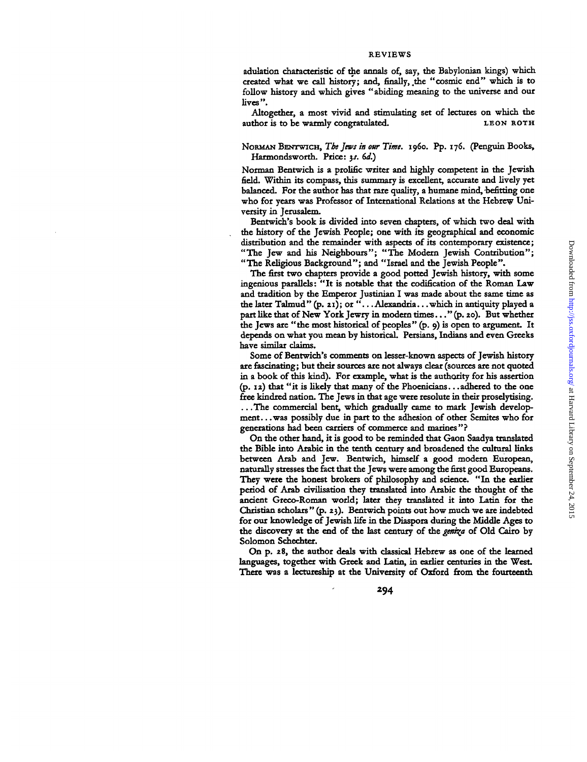adulation characteristic of the annals of, say, the Babylonian kings) which created what we call history; and, finally, the "cosmic end" which is to follow history and which gives "abiding meaning to the universe and our lives".

Altogether, a most vivid and stimulating set of lectures on which the author is to be warmly congratulated.

LEON ROTH

NORMAN BENTWICH, *The Jews in our Time.* 1960. Pp. 176. (Penguin Books, Harmondsworth. Price: 3*s.* 6*d.*)

Norman Bentwich is a prolific writer and highly competent in the Jewish field. Within its compass, this summary is excellent, accurate and lively yet balanced. For the author has that rare quality, a humane mind, befitting one who for years was Professor of International Relations at the Hebrew University in Jerusalem.

Bentwich's book is divided into seven chapters, of which two deal with the history of the Jewish People; one with its geographical and economic distribution and the remainder with aspects of its contemporary existence; "The Jew and his Neighbours"; "The Modern Jewish Contribution"; "The Religious Background"; and "Israel and the Jewish People".

The first two chapters provide a good potted Jewish history, with some ingenious parallels: "It is notable that the codification of the Roman Law and tradition by the Emperor Justinian I was made about the same time as the later Talmud" (p. 21); or "...Alexandria...which in antiquity played a part like that of New York Jewry in modern times..." (p. 20). But whether the Jews are "the most historical of peoples" (p. 9) is open to argument. It depends on what you mean by historical. Persians, Indians and even Greeks have similar claims.

Some of Bentwich's comments on lesser-known aspects of Jewish history are fascinating; but their sources are not always clear (sources are not quoted in a book of this kind). For example, what is the authority for his assertion (p. 12) that "it is likely that many of the Phoenicians...adhered to the one free kindred nation. The Jews in that age were resolute in their proselytising. ...The commercial bent, which gradually came to mark Jewish development...was possibly due in part to the adhesion of other Semites who for generations had been carriers of commerce and marines"?

On the other hand, it is good to be reminded that Gaon Saadya translated the Bible into Arabic in the tenth century and broadened the cultural links between Arab and Jew. Bentwich, himself a good modern European, naturally stresses the fact that the Jews were among the first good Europeans. They were the honest brokers of philosophy and science. "In the earlier period of Arab civilisation they translated into Arabic the thought of the ancient Greco-Roman world; later they translated it into Latin for the Christian scholars" (p. 23). Bentwich points out how much we are indebted for our knowledge of Jewish life in the Diaspora during the Middle Ages to the discovery at the end of the last century of the *geniza* of Old Cairo by Solomon Schechter.

On p. 28, the author deals with classical Hebrew as one of the learned languages, together with Greek and Latin, in earlier centuries in the West. There was a lectureship at the University of Oxford from the fourteenth